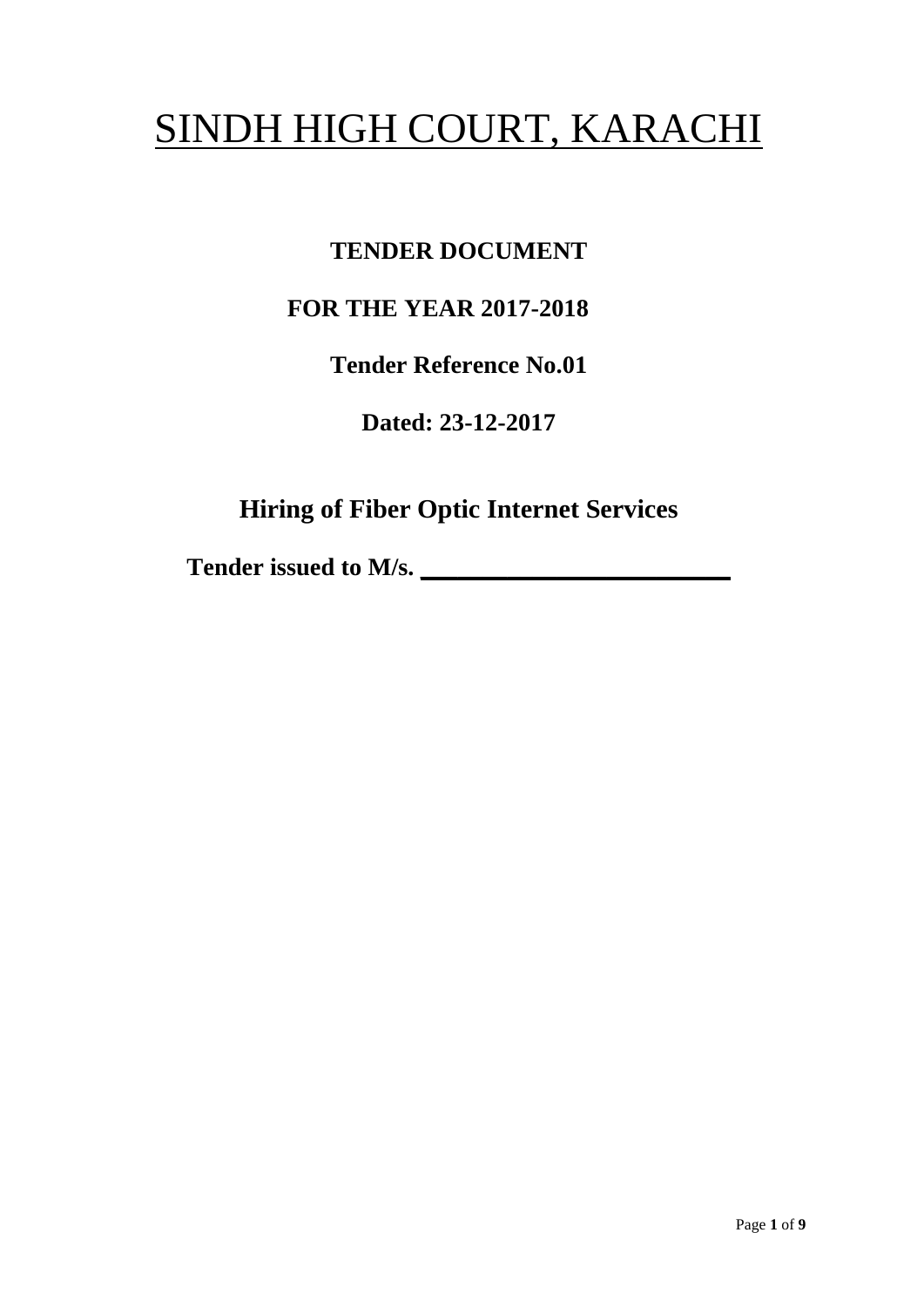# SINDH HIGH COURT, KARACHI

**TENDER DOCUMENT**

**FOR THE YEAR 2017-2018**

**Tender Reference No.01**

**Dated: 23-12-2017**

## Hiring of Fiber Optic Internet Services

**Tender issued to M/s. ____________________________**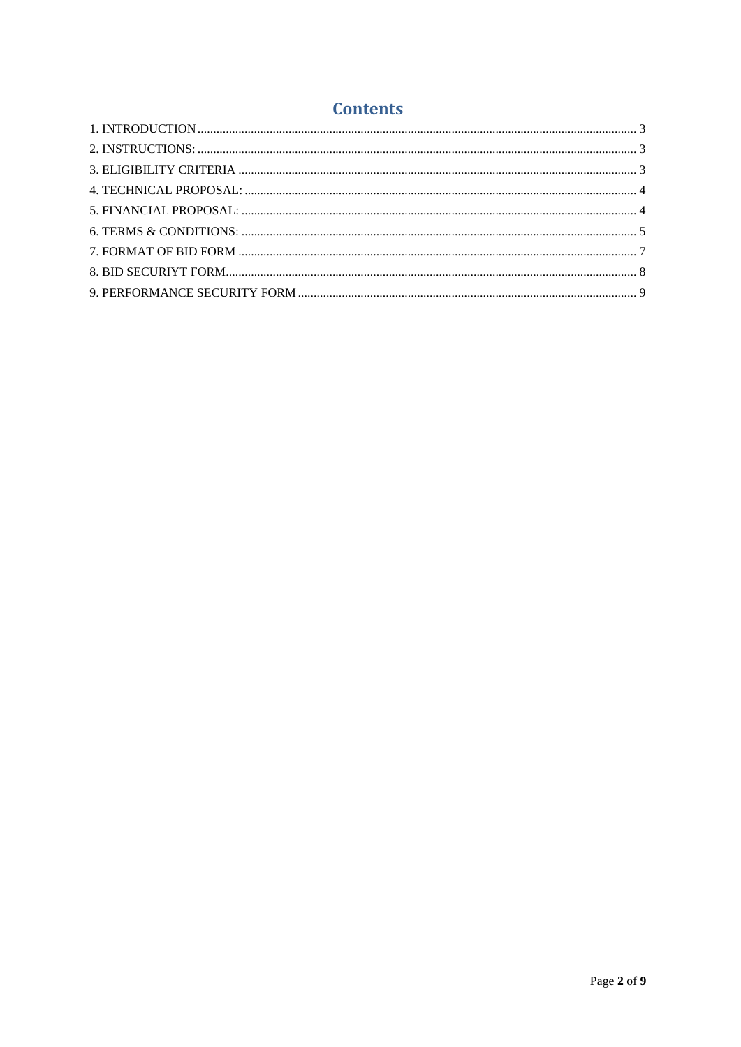# Contents

1. INTRODUCTION ... 3
2. INSTRUCTIONS: ... 3
3. ELIGIBILITY CRITERIA ... 3
4. TECHNICAL PROPOSAL: ... 4
5. FINANCIAL PROPOSAL: ... 4
6. TERMS & CONDITIONS: ... 5
7. FORMAT OF BID FORM ... 7
8. BID SECURIYT FORM ... 8
9. PERFORMANCE SECURITY FORM ... 9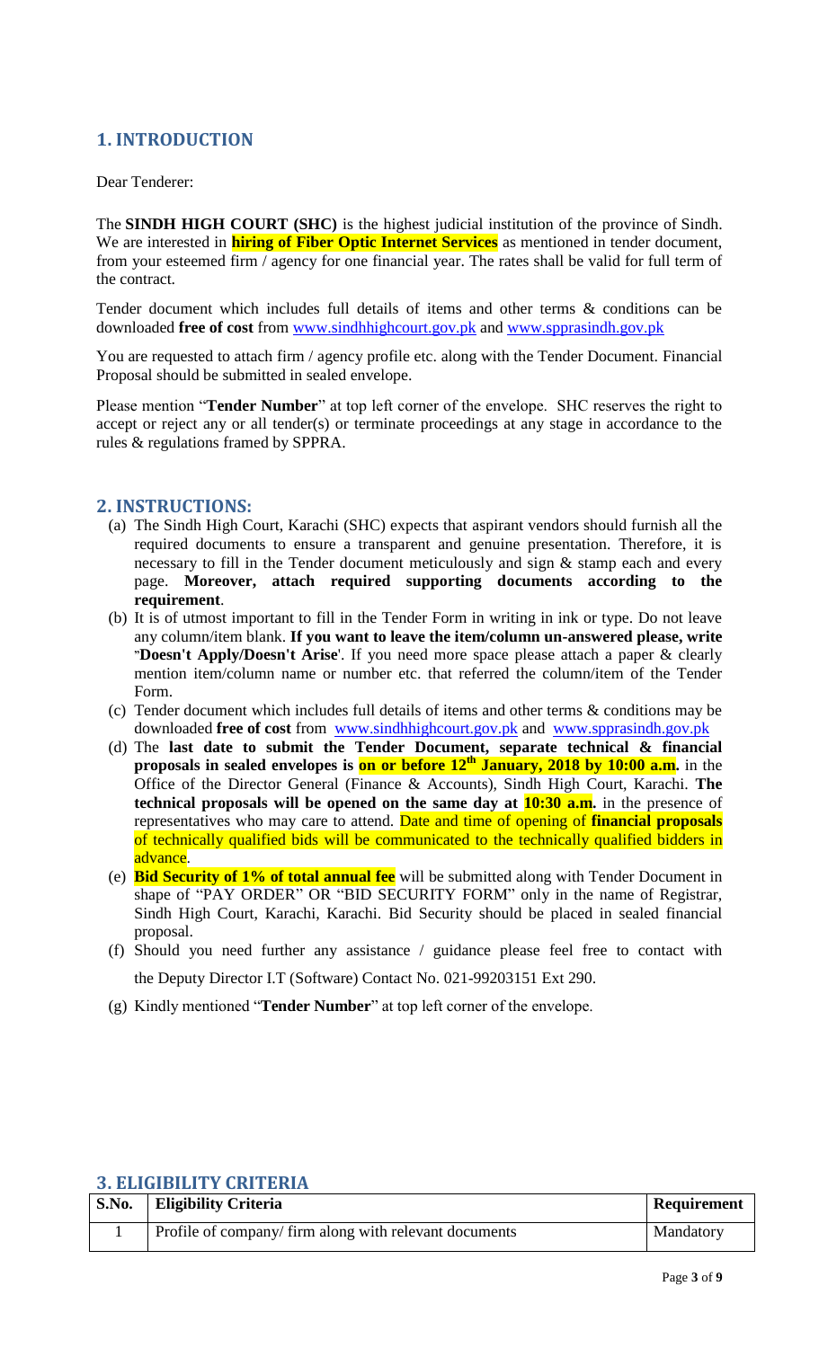## 1. INTRODUCTION

Dear Tenderer:

The **SINDH HIGH COURT (SHC)** is the highest judicial institution of the province of Sindh. We are interested in **hiring of Fiber Optic Internet Services** as mentioned in tender document, from your esteemed firm / agency for one financial year. The rates shall be valid for full term of the contract.

Tender document which includes full details of items and other terms & conditions can be downloaded **free of cost** from www.sindhhighcourt.gov.pk and www.spprasindh.gov.pk

You are requested to attach firm / agency profile etc. along with the Tender Document. Financial Proposal should be submitted in sealed envelope.

Please mention "**Tender Number**" at top left corner of the envelope. SHC reserves the right to accept or reject any or all tender(s) or terminate proceedings at any stage in accordance to the rules & regulations framed by SPPRA.

## 2. INSTRUCTIONS:

(a) The Sindh High Court, Karachi (SHC) expects that aspirant vendors should furnish all the required documents to ensure a transparent and genuine presentation. Therefore, it is necessary to fill in the Tender document meticulously and sign & stamp each and every page. **Moreover, attach required supporting documents according to the requirement**.

(b) It is of utmost important to fill in the Tender Form in writing in ink or type. Do not leave any column/item blank. **If you want to leave the item/column un-answered please, write "Doesn't Apply/Doesn't Arise'**. If you need more space please attach a paper & clearly mention item/column name or number etc. that referred the column/item of the Tender Form.

(c) Tender document which includes full details of items and other terms & conditions may be downloaded **free of cost** from www.sindhhighcourt.gov.pk and www.spprasindh.gov.pk

(d) The **last date to submit the Tender Document, separate technical & financial proposals in sealed envelopes is on or before 12th January, 2018 by 10:00 a.m.** in the Office of the Director General (Finance & Accounts), Sindh High Court, Karachi. **The technical proposals will be opened on the same day at 10:30 a.m.** in the presence of representatives who may care to attend. Date and time of opening of **financial proposals** of technically qualified bids will be communicated to the technically qualified bidders in advance.

(e) **Bid Security of 1% of total annual fee** will be submitted along with Tender Document in shape of "PAY ORDER" OR "BID SECURITY FORM" only in the name of Registrar, Sindh High Court, Karachi, Karachi. Bid Security should be placed in sealed financial proposal.

(f) Should you need further any assistance / guidance please feel free to contact with the Deputy Director I.T (Software) Contact No. 021-99203151 Ext 290.

(g) Kindly mentioned "**Tender Number**" at top left corner of the envelope.

## 3. ELIGIBILITY CRITERIA

| S.No. | Eligibility Criteria | Requirement |
|---|---|---|
| 1 | Profile of company/ firm along with relevant documents | Mandatory |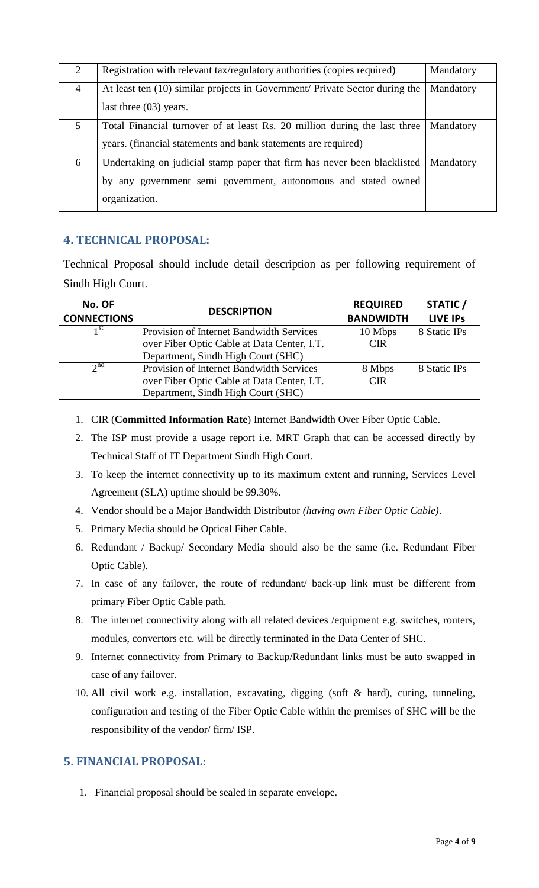| | | |
|---|---|---|
| 2 | Registration with relevant tax/regulatory authorities (copies required) | Mandatory |
| 4 | At least ten (10) similar projects in Government/ Private Sector during the last three (03) years. | Mandatory |
| 5 | Total Financial turnover of at least Rs. 20 million during the last three years. (financial statements and bank statements are required) | Mandatory |
| 6 | Undertaking on judicial stamp paper that firm has never been blacklisted by any government semi government, autonomous and stated owned organization. | Mandatory |

## 4. TECHNICAL PROPOSAL:

Technical Proposal should include detail description as per following requirement of Sindh High Court.

| No. OF CONNECTIONS | DESCRIPTION | REQUIRED BANDWIDTH | STATIC / LIVE IPs |
|---|---|---|---|
| 1st | Provision of Internet Bandwidth Services over Fiber Optic Cable at Data Center, I.T. Department, Sindh High Court (SHC) | 10 Mbps CIR | 8 Static IPs |
| 2nd | Provision of Internet Bandwidth Services over Fiber Optic Cable at Data Center, I.T. Department, Sindh High Court (SHC) | 8 Mbps CIR | 8 Static IPs |

1. CIR (**Committed Information Rate**) Internet Bandwidth Over Fiber Optic Cable.
2. The ISP must provide a usage report i.e. MRT Graph that can be accessed directly by Technical Staff of IT Department Sindh High Court.
3. To keep the internet connectivity up to its maximum extent and running, Services Level Agreement (SLA) uptime should be 99.30%.
4. Vendor should be a Major Bandwidth Distributor *(having own Fiber Optic Cable)*.
5. Primary Media should be Optical Fiber Cable.
6. Redundant / Backup/ Secondary Media should also be the same (i.e. Redundant Fiber Optic Cable).
7. In case of any failover, the route of redundant/ back-up link must be different from primary Fiber Optic Cable path.
8. The internet connectivity along with all related devices /equipment e.g. switches, routers, modules, convertors etc. will be directly terminated in the Data Center of SHC.
9. Internet connectivity from Primary to Backup/Redundant links must be auto swapped in case of any failover.
10. All civil work e.g. installation, excavating, digging (soft & hard), curing, tunneling, configuration and testing of the Fiber Optic Cable within the premises of SHC will be the responsibility of the vendor/ firm/ ISP.

## 5. FINANCIAL PROPOSAL:

1. Financial proposal should be sealed in separate envelope.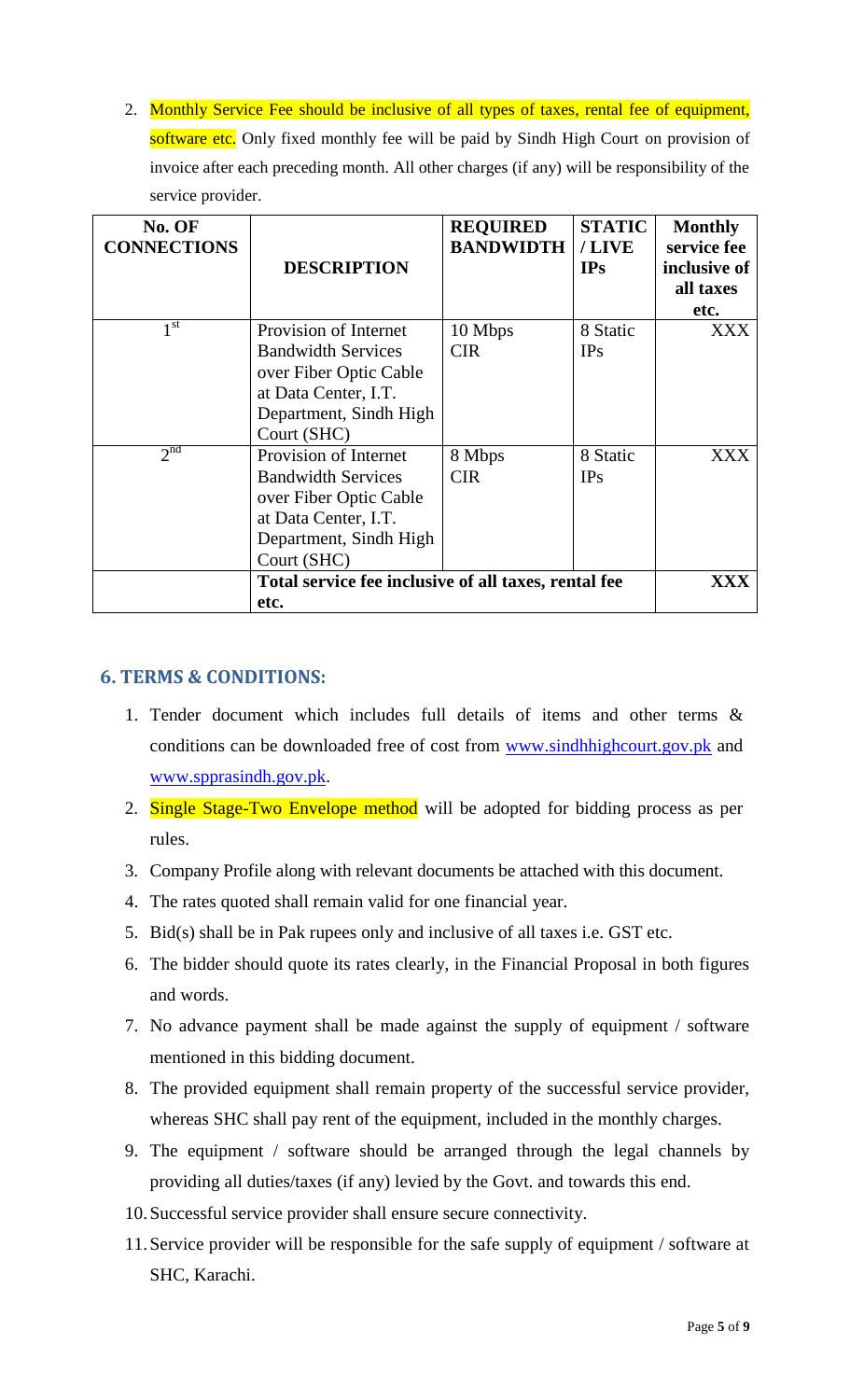2. Monthly Service Fee should be inclusive of all types of taxes, rental fee of equipment, software etc. Only fixed monthly fee will be paid by Sindh High Court on provision of invoice after each preceding month. All other charges (if any) will be responsibility of the service provider.

| No. OF CONNECTIONS | DESCRIPTION | REQUIRED BANDWIDTH | STATIC / LIVE IPs | Monthly service fee inclusive of all taxes etc. |
|---|---|---|---|---|
| 1st | Provision of Internet Bandwidth Services over Fiber Optic Cable at Data Center, I.T. Department, Sindh High Court (SHC) | 10 Mbps CIR | 8 Static IPs | XXX |
| 2nd | Provision of Internet Bandwidth Services over Fiber Optic Cable at Data Center, I.T. Department, Sindh High Court (SHC) | 8 Mbps CIR | 8 Static IPs | XXX |
| | **Total service fee inclusive of all taxes, rental fee etc.** | | | **XXX** |

## 6. TERMS & CONDITIONS:

1. Tender document which includes full details of items and other terms & conditions can be downloaded free of cost from www.sindhhighcourt.gov.pk and www.spprasindh.gov.pk.
2. Single Stage-Two Envelope method will be adopted for bidding process as per rules.
3. Company Profile along with relevant documents be attached with this document.
4. The rates quoted shall remain valid for one financial year.
5. Bid(s) shall be in Pak rupees only and inclusive of all taxes i.e. GST etc.
6. The bidder should quote its rates clearly, in the Financial Proposal in both figures and words.
7. No advance payment shall be made against the supply of equipment / software mentioned in this bidding document.
8. The provided equipment shall remain property of the successful service provider, whereas SHC shall pay rent of the equipment, included in the monthly charges.
9. The equipment / software should be arranged through the legal channels by providing all duties/taxes (if any) levied by the Govt. and towards this end.
10. Successful service provider shall ensure secure connectivity.
11. Service provider will be responsible for the safe supply of equipment / software at SHC, Karachi.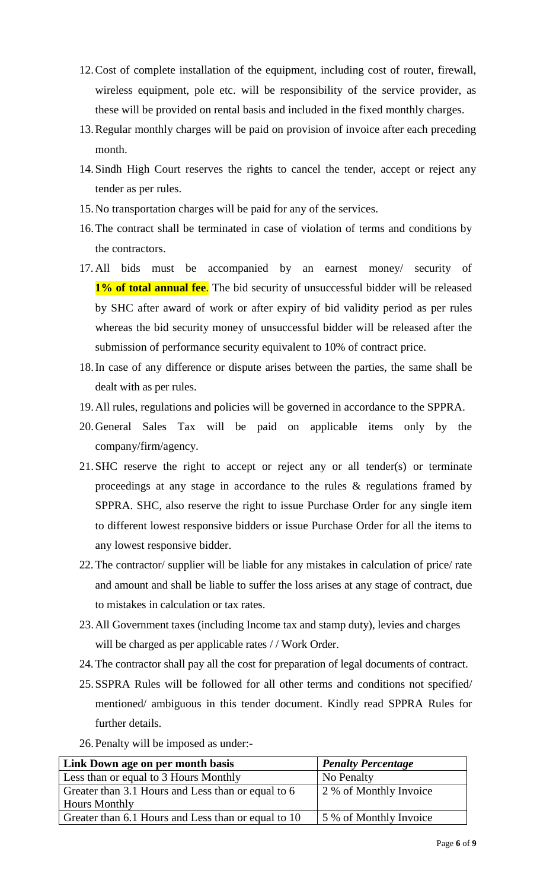12. Cost of complete installation of the equipment, including cost of router, firewall, wireless equipment, pole etc. will be responsibility of the service provider, as these will be provided on rental basis and included in the fixed monthly charges.
13. Regular monthly charges will be paid on provision of invoice after each preceding month.
14. Sindh High Court reserves the rights to cancel the tender, accept or reject any tender as per rules.
15. No transportation charges will be paid for any of the services.
16. The contract shall be terminated in case of violation of terms and conditions by the contractors.
17. All bids must be accompanied by an earnest money/ security of **1% of total annual fee**. The bid security of unsuccessful bidder will be released by SHC after award of work or after expiry of bid validity period as per rules whereas the bid security money of unsuccessful bidder will be released after the submission of performance security equivalent to 10% of contract price.
18. In case of any difference or dispute arises between the parties, the same shall be dealt with as per rules.
19. All rules, regulations and policies will be governed in accordance to the SPPRA.
20. General Sales Tax will be paid on applicable items only by the company/firm/agency.
21. SHC reserve the right to accept or reject any or all tender(s) or terminate proceedings at any stage in accordance to the rules & regulations framed by SPPRA. SHC, also reserve the right to issue Purchase Order for any single item to different lowest responsive bidders or issue Purchase Order for all the items to any lowest responsive bidder.
22. The contractor/ supplier will be liable for any mistakes in calculation of price/ rate and amount and shall be liable to suffer the loss arises at any stage of contract, due to mistakes in calculation or tax rates.
23. All Government taxes (including Income tax and stamp duty), levies and charges will be charged as per applicable rates / / Work Order.
24. The contractor shall pay all the cost for preparation of legal documents of contract.
25. SSPRA Rules will be followed for all other terms and conditions not specified/ mentioned/ ambiguous in this tender document. Kindly read SPPRA Rules for further details.
26. Penalty will be imposed as under:-

| **Link Down age on per month basis** | ***Penalty Percentage*** |
|---|---|
| Less than or equal to 3 Hours Monthly | No Penalty |
| Greater than 3.1 Hours and Less than or equal to 6 Hours Monthly | 2 % of Monthly Invoice |
| Greater than 6.1 Hours and Less than or equal to 10 | 5 % of Monthly Invoice |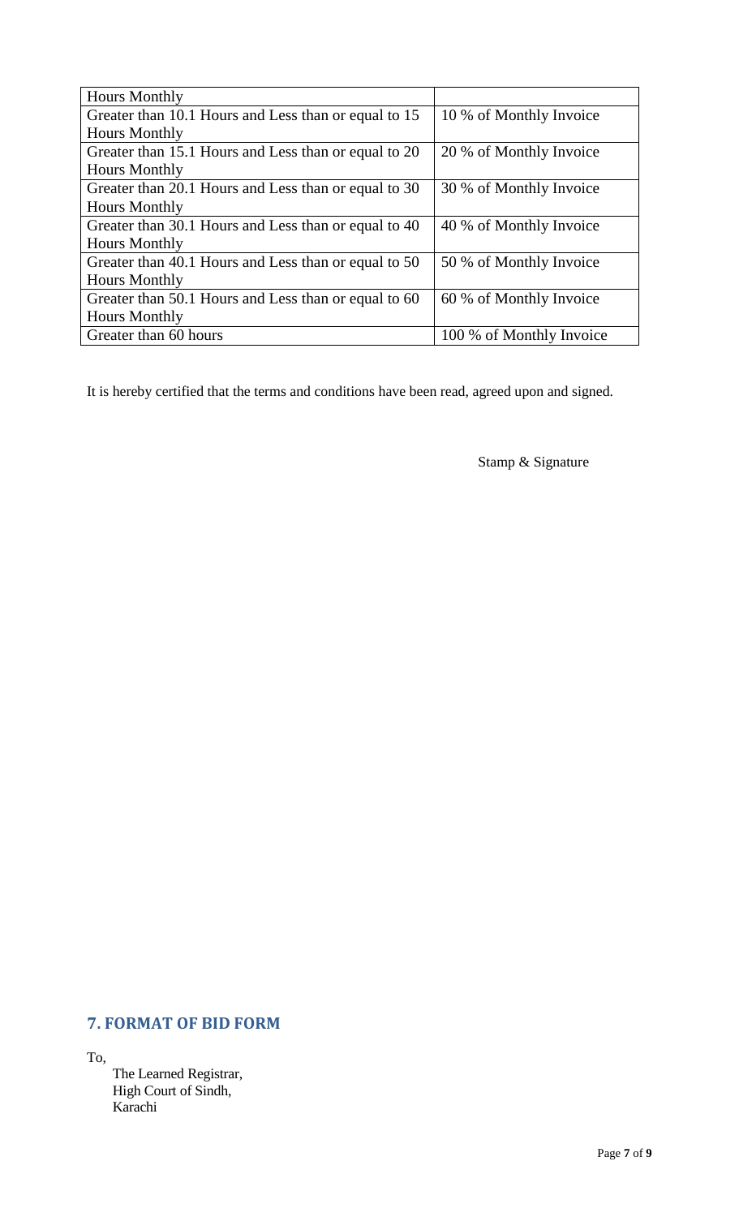| | |
|---|---|
| Hours Monthly | |
| Greater than 10.1 Hours and Less than or equal to 15 Hours Monthly | 10 % of Monthly Invoice |
| Greater than 15.1 Hours and Less than or equal to 20 Hours Monthly | 20 % of Monthly Invoice |
| Greater than 20.1 Hours and Less than or equal to 30 Hours Monthly | 30 % of Monthly Invoice |
| Greater than 30.1 Hours and Less than or equal to 40 Hours Monthly | 40 % of Monthly Invoice |
| Greater than 40.1 Hours and Less than or equal to 50 Hours Monthly | 50 % of Monthly Invoice |
| Greater than 50.1 Hours and Less than or equal to 60 Hours Monthly | 60 % of Monthly Invoice |
| Greater than 60 hours | 100 % of Monthly Invoice |

It is hereby certified that the terms and conditions have been read, agreed upon and signed.

Stamp & Signature

## 7. FORMAT OF BID FORM

To,

The Learned Registrar,
High Court of Sindh,
Karachi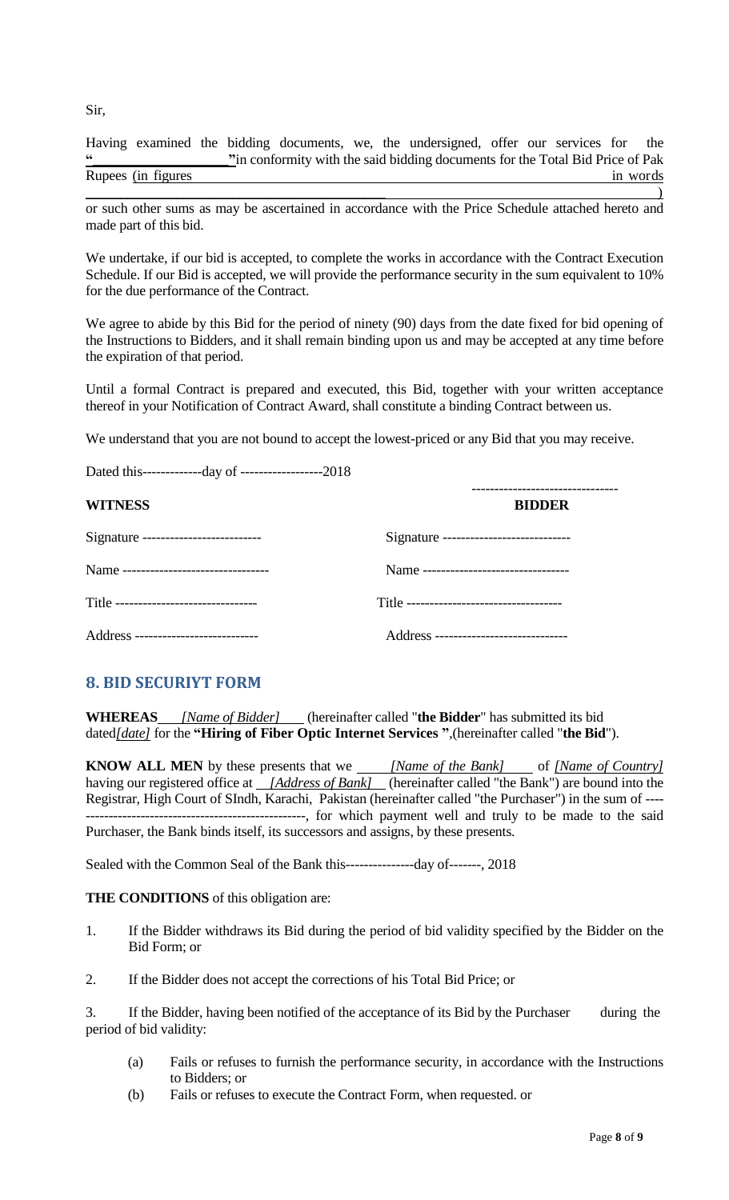Sir,

Having examined the bidding documents, we, the undersigned, offer our services for the "___________________"in conformity with the said bidding documents for the Total Bid Price of Pak Rupees (in figures _______________________________________________ in words _______________________________________________)

or such other sums as may be ascertained in accordance with the Price Schedule attached hereto and made part of this bid.

We undertake, if our bid is accepted, to complete the works in accordance with the Contract Execution Schedule. If our Bid is accepted, we will provide the performance security in the sum equivalent to 10% for the due performance of the Contract.

We agree to abide by this Bid for the period of ninety (90) days from the date fixed for bid opening of the Instructions to Bidders, and it shall remain binding upon us and may be accepted at any time before the expiration of that period.

Until a formal Contract is prepared and executed, this Bid, together with your written acceptance thereof in your Notification of Contract Award, shall constitute a binding Contract between us.

We understand that you are not bound to accept the lowest-priced or any Bid that you may receive.

Dated this-------------day of ------------------2018

| **WITNESS** | **BIDDER** |
|---|---|
| Signature -------------------------- | Signature ---------------------------- |
| Name -------------------------------- | Name -------------------------------- |
| Title ------------------------------- | Title ---------------------------------- |
| Address --------------------------- | Address ----------------------------- |

## 8. BID SECURIYT FORM

**WHEREAS** *[Name of Bidder]* (hereinafter called "**the Bidder**" has submitted its bid dated*[date]* for the **"Hiring of Fiber Optic Internet Services "**,(hereinafter called "**the Bid**").

**KNOW ALL MEN** by these presents that we *[Name of the Bank]* of *[Name of Country]* having our registered office at *[Address of Bank]* (hereinafter called "the Bank") are bound into the Registrar, High Court of SIndh, Karachi, Pakistan (hereinafter called "the Purchaser") in the sum of ------------------------------------------------------, for which payment well and truly to be made to the said Purchaser, the Bank binds itself, its successors and assigns, by these presents.

Sealed with the Common Seal of the Bank this---------------day of-------, 2018

**THE CONDITIONS** of this obligation are:

1. If the Bidder withdraws its Bid during the period of bid validity specified by the Bidder on the Bid Form; or

2. If the Bidder does not accept the corrections of his Total Bid Price; or

3. If the Bidder, having been notified of the acceptance of its Bid by the Purchaser during the period of bid validity:

   (a) Fails or refuses to furnish the performance security, in accordance with the Instructions to Bidders; or

   (b) Fails or refuses to execute the Contract Form, when requested. or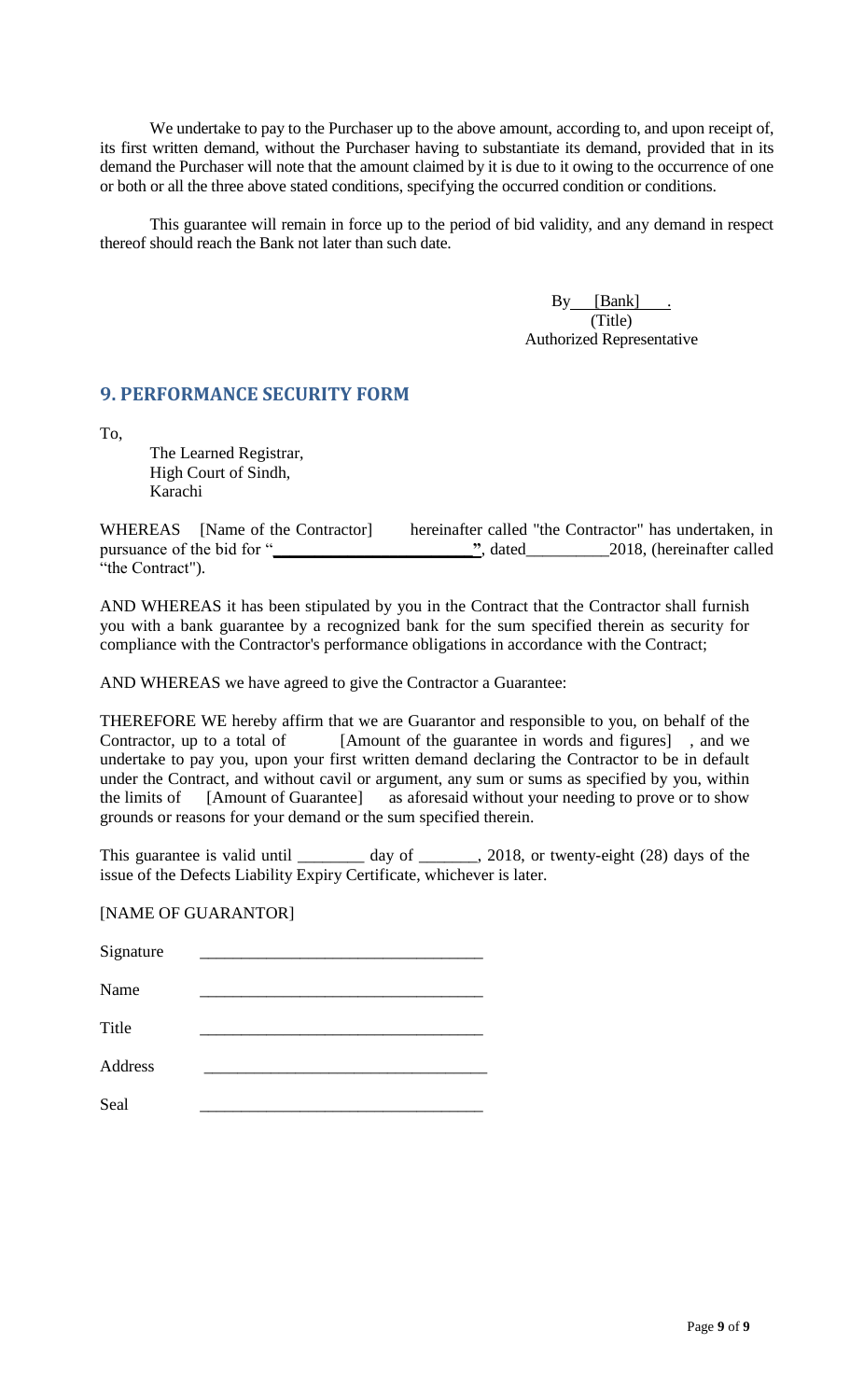We undertake to pay to the Purchaser up to the above amount, according to, and upon receipt of, its first written demand, without the Purchaser having to substantiate its demand, provided that in its demand the Purchaser will note that the amount claimed by it is due to it owing to the occurrence of one or both or all the three above stated conditions, specifying the occurred condition or conditions.

This guarantee will remain in force up to the period of bid validity, and any demand in respect thereof should reach the Bank not later than such date.

By [Bank] .
(Title)
Authorized Representative

## 9. PERFORMANCE SECURITY FORM

To,

The Learned Registrar,
High Court of Sindh,
Karachi

WHEREAS [Name of the Contractor] hereinafter called "the Contractor" has undertaken, in pursuance of the bid for "________________________", dated__________2018, (hereinafter called "the Contract").

AND WHEREAS it has been stipulated by you in the Contract that the Contractor shall furnish you with a bank guarantee by a recognized bank for the sum specified therein as security for compliance with the Contractor's performance obligations in accordance with the Contract;

AND WHEREAS we have agreed to give the Contractor a Guarantee:

THEREFORE WE hereby affirm that we are Guarantor and responsible to you, on behalf of the Contractor, up to a total of [Amount of the guarantee in words and figures] , and we undertake to pay you, upon your first written demand declaring the Contractor to be in default under the Contract, and without cavil or argument, any sum or sums as specified by you, within the limits of [Amount of Guarantee] as aforesaid without your needing to prove or to show grounds or reasons for your demand or the sum specified therein.

This guarantee is valid until ________ day of _______, 2018, or twenty-eight (28) days of the issue of the Defects Liability Expiry Certificate, whichever is later.

[NAME OF GUARANTOR]

Signature ________________________________

Name ________________________________

Title ________________________________

Address ________________________________

Seal ________________________________